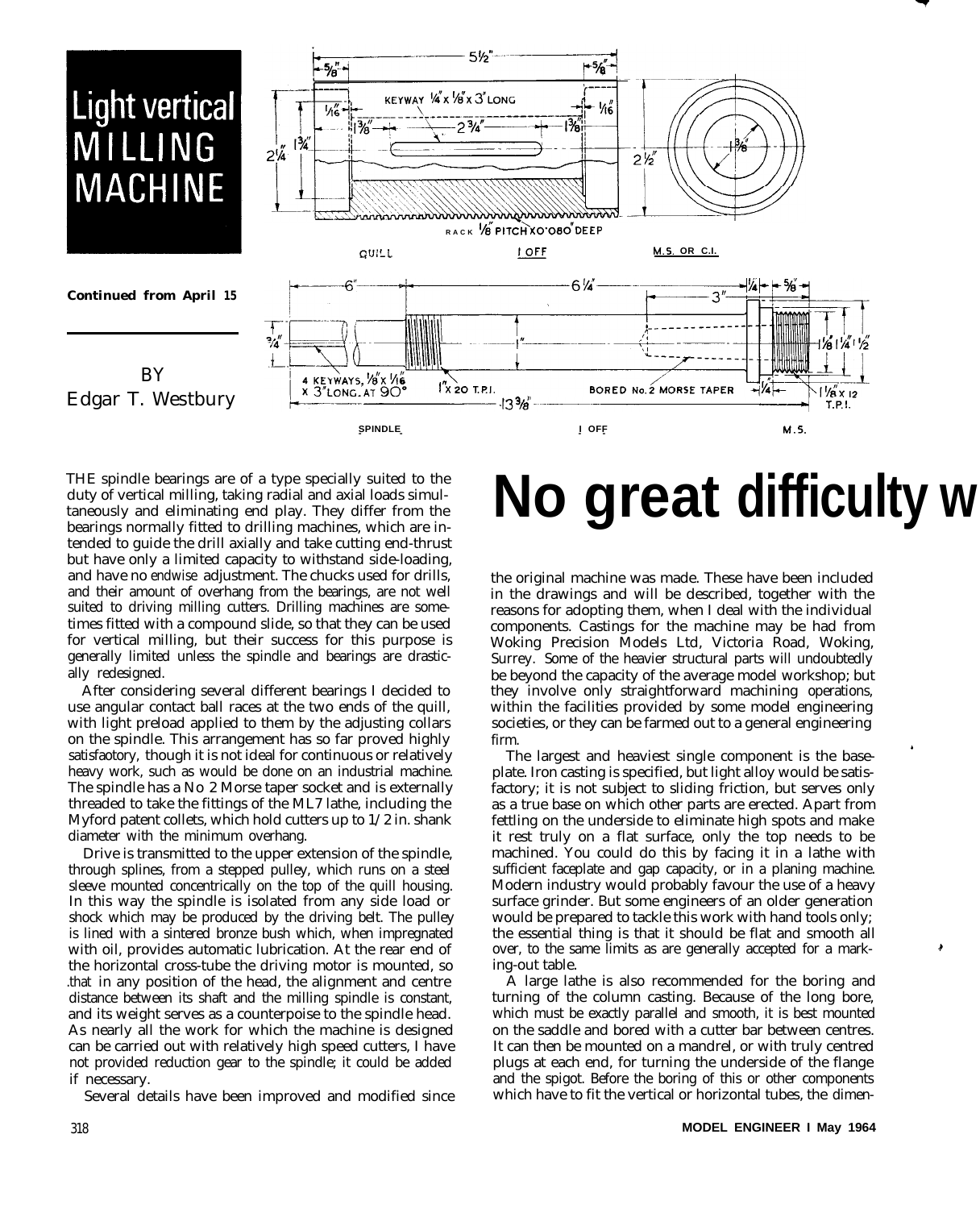# Light vertical MILLING MACHINE

**Continued from April 15**

BY
Edgar T. Westbury

# No great difficulty w

THE spindle bearings are of a type specially suited to the duty of vertical milling, taking radial and axial loads simultaneously and eliminating end play. They differ from the bearings normally fitted to drilling machines, which are intended to guide the drill axially and take cutting end-thrust but have only a limited capacity to withstand side-loading, and have no endwise adjustment. The chucks used for drills, and their amount of overhang from the bearings, are not well suited to driving milling cutters. Drilling machines are sometimes fitted with a compound slide, so that they can be used for vertical milling, but their success for this purpose is generally limited unless the spindle and bearings are drastically redesigned.

After considering several different bearings I decided to use angular contact ball races at the two ends of the quill, with light preload applied to them by the adjusting collars on the spindle. This arrangement has so far proved highly satisfaotory, though it is not ideal for continuous or relatively heavy work, such as would be done on an industrial machine. The spindle has a No 2 Morse taper socket and is externally threaded to take the fittings of the ML7 lathe, including the Myford patent collets, which hold cutters up to 1/2 in. shank diameter with the minimum overhang.

Drive is transmitted to the upper extension of the spindle, through splines, from a stepped pulley, which runs on a steel sleeve mounted concentrically on the top of the quill housing. In this way the spindle is isolated from any side load or shock which may be produced by the driving belt. The pulley is lined with a sintered bronze bush which, when impregnated with oil, provides automatic lubrication. At the rear end of the horizontal cross-tube the driving motor is mounted, so that in any position of the head, the alignment and centre distance between its shaft and the milling spindle is constant, and its weight serves as a counterpoise to the spindle head. As nearly all the work for which the machine is designed can be carried out with relatively high speed cutters, I have not provided reduction gear to the spindle; it could be added if necessary.

Several details have been improved and modified since the original machine was made. These have been included in the drawings and will be described, together with the reasons for adopting them, when I deal with the individual components. Castings for the machine may be had from Woking Precision Models Ltd, Victoria Road, Woking, Surrey. Some of the heavier structural parts will undoubtedly be beyond the capacity of the average model workshop; but they involve only straightforward machining operations, within the facilities provided by some model engineering societies, or they can be farmed out to a general engineering firm.

The largest and heaviest single component is the baseplate. Iron casting is specified, but light alloy would be satisfactory; it is not subject to sliding friction, but serves only as a true base on which other parts are erected. Apart from fettling on the underside to eliminate high spots and make it rest truly on a flat surface, only the top needs to be machined. You could do this by facing it in a lathe with sufficient faceplate and gap capacity, or in a planing machine. Modern industry would probably favour the use of a heavy surface grinder. But some engineers of an older generation would be prepared to tackle this work with hand tools only; the essential thing is that it should be flat and smooth all over, to the same limits as are generally accepted for a marking-out table.

A large lathe is also recommended for the boring and turning of the column casting. Because of the long bore, which must be exactly parallel and smooth, it is best mounted on the saddle and bored with a cutter bar between centres. It can then be mounted on a mandrel, or with truly centred plugs at each end, for turning the underside of the flange and the spigot. Before the boring of this or other components which have to fit the vertical or horizontal tubes, the dimen-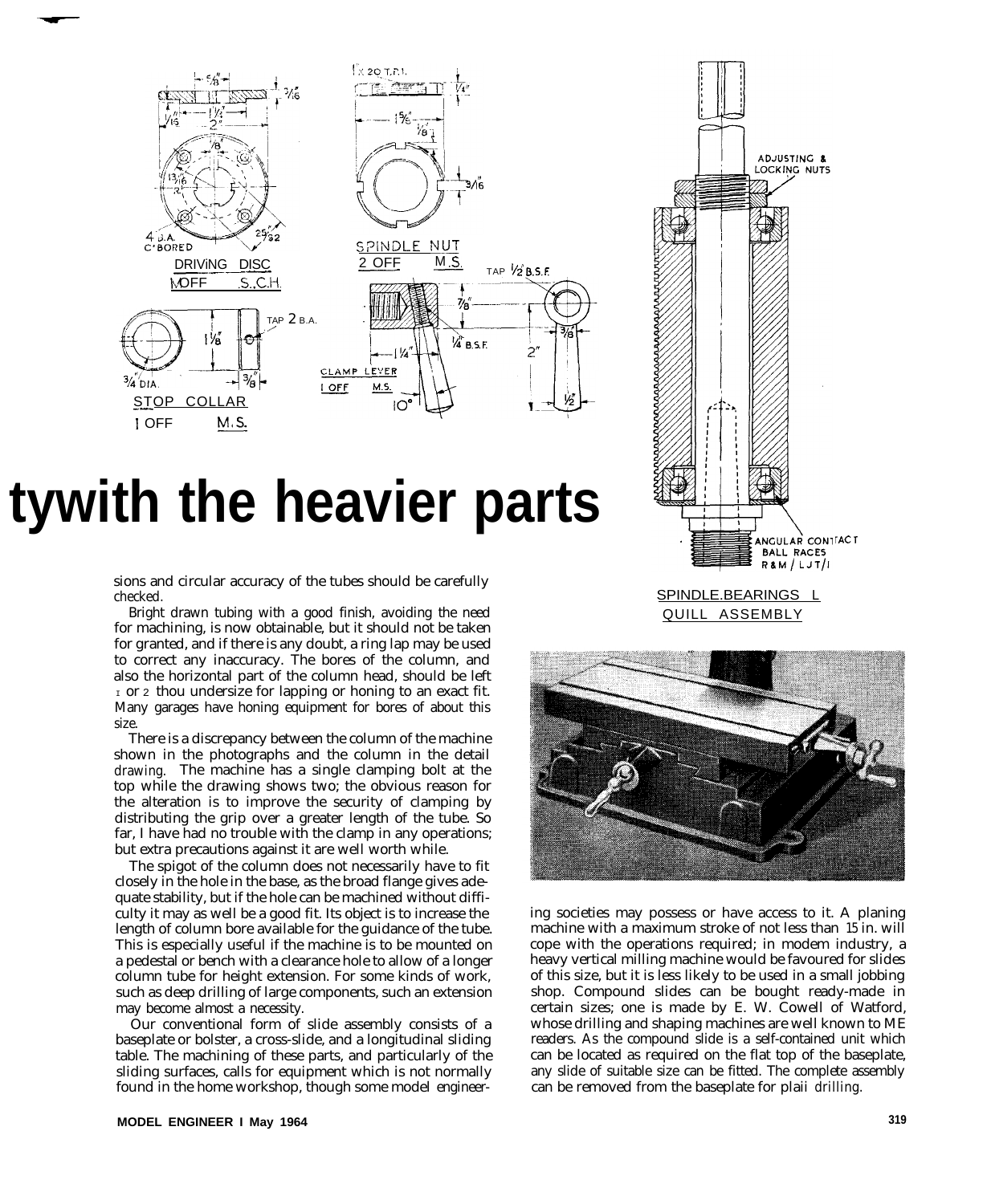DRIVING DISC
1 OFF S.C.H.

SPINDLE NUT
2 OFF M.S.

STOP COLLAR
1 OFF M.S.

CLAMP LEVER
1 OFF M.S.

SPINDLE BEARINGS & QUILL ASSEMBLY

# ty with the heavier parts

sions and circular accuracy of the tubes should be carefully checked.

Bright drawn tubing with a good finish, avoiding the need for machining, is now obtainable, but it should not be taken for granted, and if there is any doubt, a ring lap may be used to correct any inaccuracy. The bores of the column, and also the horizontal part of the column head, should be left 1 or 2 thou undersize for lapping or honing to an exact fit. Many garages have honing equipment for bores of about this size.

There is a discrepancy between the column of the machine shown in the photographs and the column in the detail drawing. The machine has a single clamping bolt at the top while the drawing shows two; the obvious reason for the alteration is to improve the security of clamping by distributing the grip over a greater length of the tube. So far, I have had no trouble with the clamp in any operations; but extra precautions against it are well worth while.

The spigot of the column does not necessarily have to fit closely in the hole in the base, as the broad flange gives adequate stability, but if the hole can be machined without difficulty it may as well be a good fit. Its object is to increase the length of column bore available for the guidance of the tube. This is especially useful if the machine is to be mounted on a pedestal or bench with a clearance hole to allow of a longer column tube for height extension. For some kinds of work, such as deep drilling of large components, such an extension may become almost a necessity.

Our conventional form of slide assembly consists of a baseplate or bolster, a cross-slide, and a longitudinal sliding table. The machining of these parts, and particularly of the sliding surfaces, calls for equipment which is not normally found in the home workshop, though some model engineering societies may possess or have access to it. A planing machine with a maximum stroke of not less than 15 in. will cope with the operations required; in modem industry, a heavy vertical milling machine would be favoured for slides of this size, but it is less likely to be used in a small jobbing shop. Compound slides can be bought ready-made in certain sizes; one is made by E. W. Cowell of Watford, whose drilling and shaping machines are well known to ME readers. As the compound slide is a self-contained unit which can be located as required on the flat top of the baseplate, any slide of suitable size can be fitted. The complete assembly can be removed from the baseplate for plain drilling.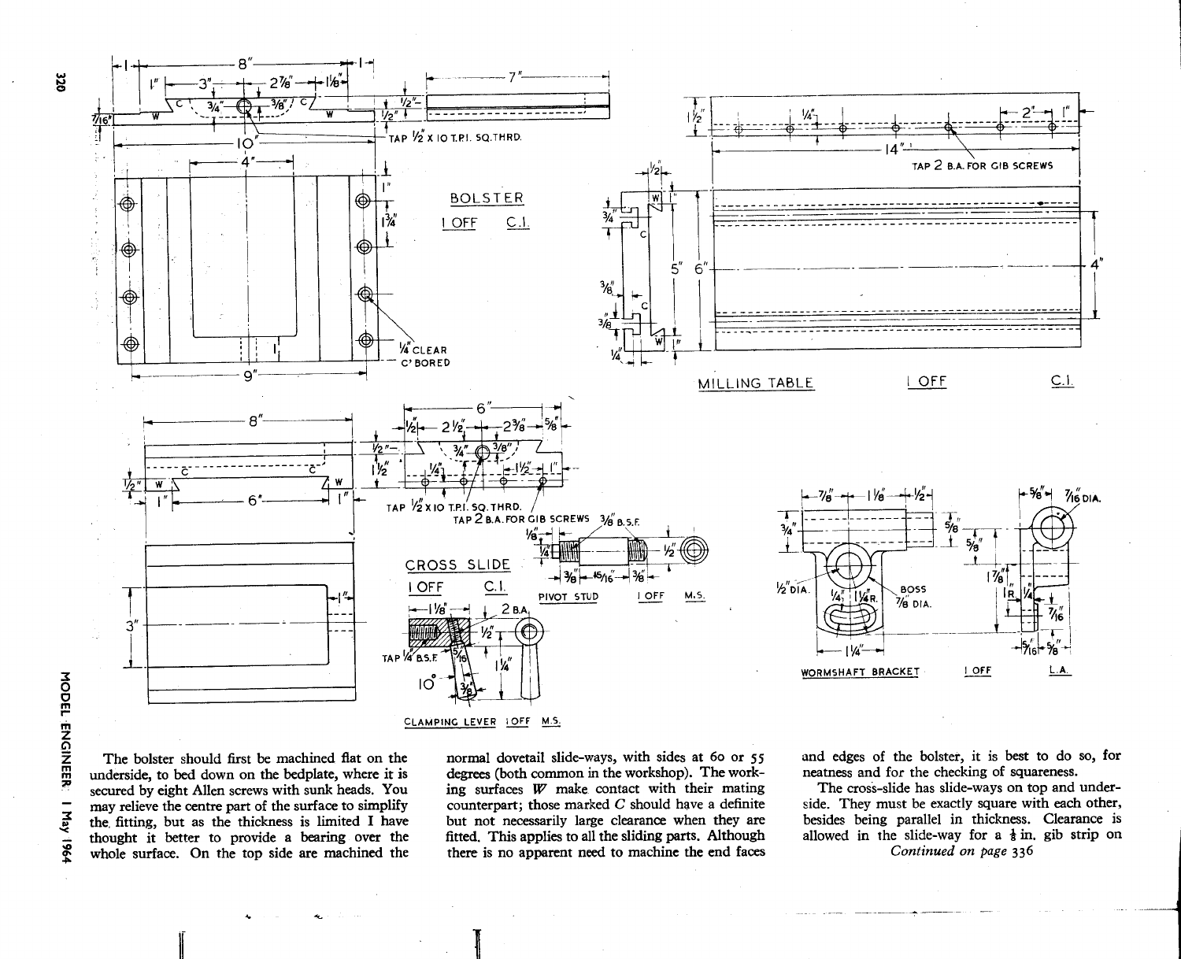The bolster should first be machined flat on the underside, to bed down on the bedplate, where it is secured by eight Allen screws with sunk heads. You may relieve the centre part of the surface to simplify the fitting, but as the thickness is limited I have thought it better to provide a bearing over the whole surface. On the top side are machined the normal dovetail slide-ways, with sides at 60 or 55 degrees (both common in the workshop). The working surfaces *W* make contact with their mating counterpart; those marked *C* should have a definite but not necessarily large clearance when they are fitted. This applies to all the sliding parts. Although there is no apparent need to machine the end faces and edges of the bolster, it is best to do so, for neatness and for the checking of squareness.

The cross-slide has slide-ways on top and underside. They must be exactly square with each other, besides being parallel in thickness. Clearance is allowed in the slide-way for a ⅛ in. gib strip on

*Continued on page 336*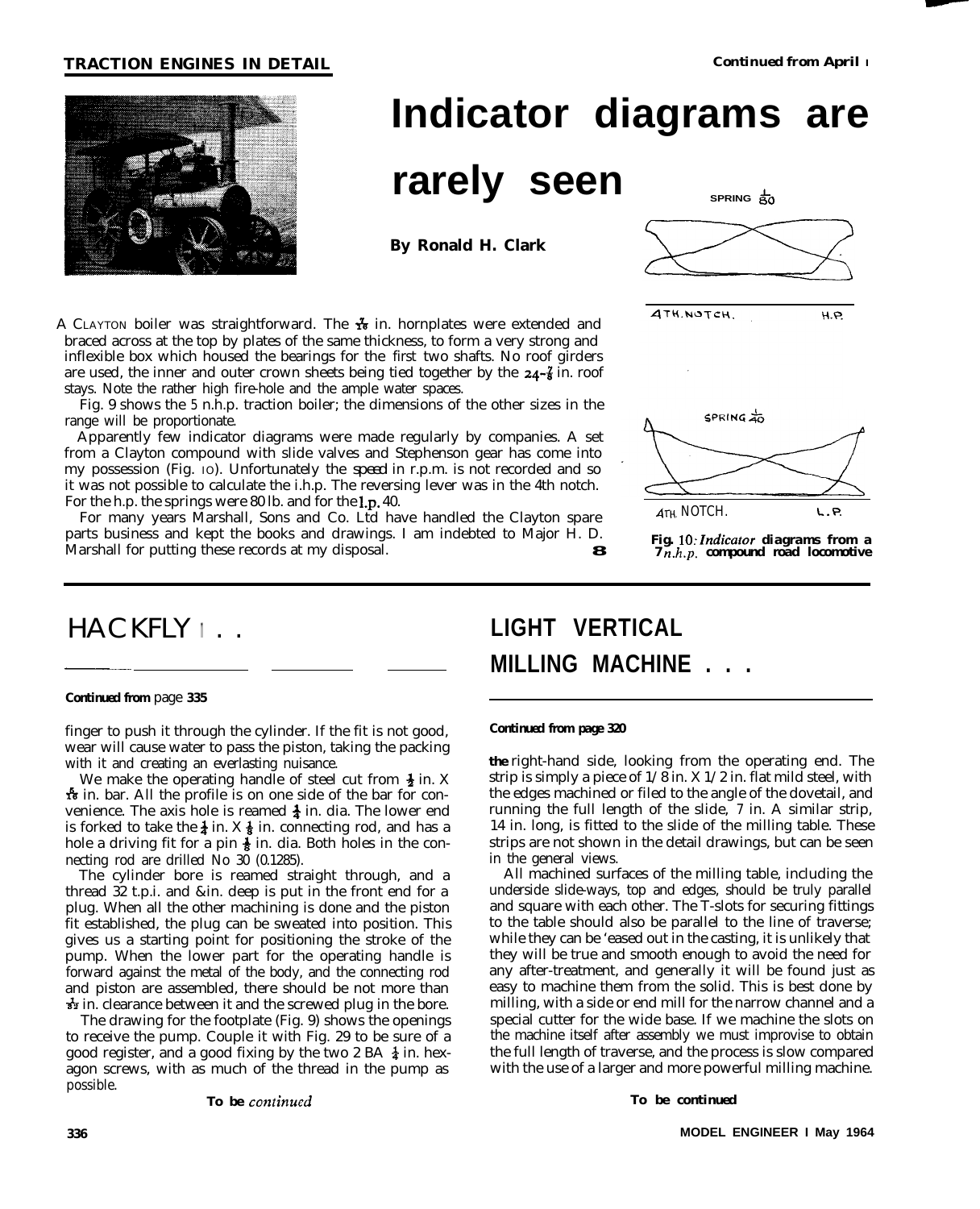TRACTION ENGINES IN DETAIL

Continued from April 1

# Indicator diagrams are rarely seen

**By Ronald H. Clark**

SPRING $\frac{1}{80}$

4TH. NOTCH. H.P.

SPRING $\frac{1}{40}$

4TH. NOTCH. L.P.

**Fig. 10: *Indicator* diagrams from a 7 *n.h.p.* compound road locomotive**

A CLAYTON boiler was straightforward. The $\frac{7}{16}$ in. hornplates were extended and braced across at the top by plates of the same thickness, to form a very strong and inflexible box which housed the bearings for the first two shafts. No roof girders are used, the inner and outer crown sheets being tied together by the 24-$\frac{7}{8}$ in. roof stays. Note the rather high fire-hole and the ample water spaces.

Fig. 9 shows the 5 n.h.p. traction boiler; the dimensions of the other sizes in the range will be proportionate.

Apparently few indicator diagrams were made regularly by companies. A set from a Clayton compound with slide valves and Stephenson gear has come into my possession (Fig. 10). Unfortunately the speed in r.p.m. is not recorded and so it was not possible to calculate the i.h.p. The reversing lever was in the 4th notch. For the h.p. the springs were 80 lb. and for the l.p. 40.

For many years Marshall, Sons and Co. Ltd have handled the Clayton spare parts business and kept the books and drawings. I am indebted to Major H. D. Marshall for putting these records at my disposal.

## HACKFLY I . . .

**Continued from** page **335**

finger to push it through the cylinder. If the fit is not good, wear will cause water to pass the piston, taking the packing with it and creating an everlasting nuisance.

We make the operating handle of steel cut from $\frac{1}{2}$ in. X $\frac{5}{16}$ in. bar. All the profile is on one side of the bar for convenience. The axis hole is reamed $\frac{1}{4}$ in. dia. The lower end is forked to take the $\frac{1}{4}$ in. X $\frac{1}{8}$ in. connecting rod, and has a hole a driving fit for a pin $\frac{1}{8}$ in. dia. Both holes in the connecting rod are drilled No 30 (0.1285).

The cylinder bore is reamed straight through, and a thread 32 t.p.i. and $\frac{1}{4}$in. deep is put in the front end for a plug. When all the other machining is done and the piston fit established, the plug can be sweated into position. This gives us a starting point for positioning the stroke of the pump. When the lower part for the operating handle is forward against the metal of the body, and the connecting rod and piston are assembled, there should be not more than $\frac{1}{32}$ in. clearance between it and the screwed plug in the bore.

The drawing for the footplate (Fig. 9) shows the openings to receive the pump. Couple it with Fig. 29 to be sure of a good register, and a good fixing by the two 2 BA $\frac{1}{4}$ in. hexagon screws, with as much of the thread in the pump as possible.

**To be *continued***

## LIGHT VERTICAL MILLING MACHINE . . .

**Continued from page 320**

**the** right-hand side, looking from the operating end. The strip is simply a piece of 1/8 in. X 1/2 in. flat mild steel, with the edges machined or filed to the angle of the dovetail, and running the full length of the slide, 7 in. A similar strip, 14 in. long, is fitted to the slide of the milling table. These strips are not shown in the detail drawings, but can be seen in the general views.

All machined surfaces of the milling table, including the underside slide-ways, top and edges, should be truly parallel and square with each other. The T-slots for securing fittings to the table should also be parallel to the line of traverse; while they can be 'eased out in the casting, it is unlikely that they will be true and smooth enough to avoid the need for any after-treatment, and generally it will be found just as easy to machine them from the solid. This is best done by milling, with a side or end mill for the narrow channel and a special cutter for the wide base. If we machine the slots on the machine itself after assembly we must improvise to obtain the full length of traverse, and the process is slow compared with the use of a larger and more powerful milling machine.

**To be continued**